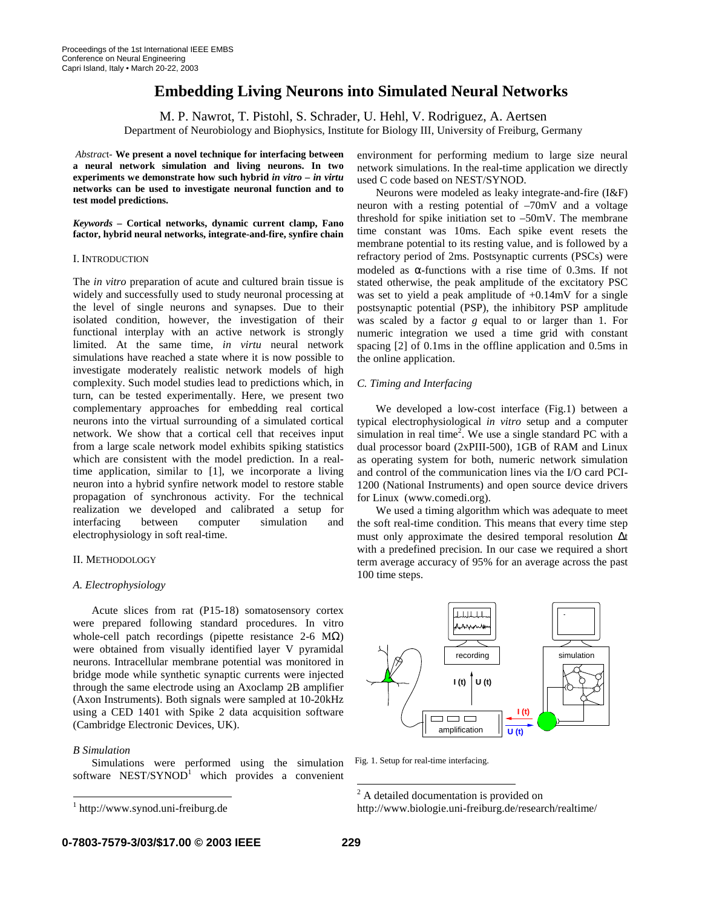# Embedding Living Neurons into Simulated Neural Networks

M. P. Nawrot, T. Pistohl, S. Schrader, U. Hehl, V. Rodriguez, A. Aertsen

Department of Neurobiology and Biophysics, Institute for Biology III, University of Freiburg, Germany

*Abstract*- **We present a novel technique for interfacing between a neural network simulation and living neurons. In two experiments we demonstrate how such hybrid *in vitro – in virtu* networks can be used to investigate neuronal function and to test model predictions.**

***Keywords* – Cortical networks, dynamic current clamp, Fano factor, hybrid neural networks, integrate-and-fire, synfire chain**

## I. Introduction

The *in vitro* preparation of acute and cultured brain tissue is widely and successfully used to study neuronal processing at the level of single neurons and synapses. Due to their isolated condition, however, the investigation of their functional interplay with an active network is strongly limited. At the same time, *in virtu* neural network simulations have reached a state where it is now possible to investigate moderately realistic network models of high complexity. Such model studies lead to predictions which, in turn, can be tested experimentally. Here, we present two complementary approaches for embedding real cortical neurons into the virtual surrounding of a simulated cortical network. We show that a cortical cell that receives input from a large scale network model exhibits spiking statistics which are consistent with the model prediction. In a real-time application, similar to [1], we incorporate a living neuron into a hybrid synfire network model to restore stable propagation of synchronous activity. For the technical realization we developed and calibrated a setup for interfacing between computer simulation and electrophysiology in soft real-time.

## II. Methodology

### *A. Electrophysiology*

Acute slices from rat (P15-18) somatosensory cortex were prepared following standard procedures. In vitro whole-cell patch recordings (pipette resistance 2-6 MΩ) were obtained from visually identified layer V pyramidal neurons. Intracellular membrane potential was monitored in bridge mode while synthetic synaptic currents were injected through the same electrode using an Axoclamp 2B amplifier (Axon Instruments). Both signals were sampled at 10-20kHz using a CED 1401 with Spike 2 data acquisition software (Cambridge Electronic Devices, UK).

### *B Simulation*

Simulations were performed using the simulation software NEST/SYNOD[1] which provides a convenient environment for performing medium to large size neural network simulations. In the real-time application we directly used C code based on NEST/SYNOD.

Neurons were modeled as leaky integrate-and-fire (I&F) neuron with a resting potential of –70mV and a voltage threshold for spike initiation set to –50mV. The membrane time constant was 10ms. Each spike event resets the membrane potential to its resting value, and is followed by a refractory period of 2ms. Postsynaptic currents (PSCs) were modeled as α-functions with a rise time of 0.3ms. If not stated otherwise, the peak amplitude of the excitatory PSC was set to yield a peak amplitude of +0.14mV for a single postsynaptic potential (PSP), the inhibitory PSP amplitude was scaled by a factor *g* equal to or larger than 1. For numeric integration we used a time grid with constant spacing [2] of 0.1ms in the offline application and 0.5ms in the online application.

### *C. Timing and Interfacing*

We developed a low-cost interface (Fig.1) between a typical electrophysiological *in vitro* setup and a computer simulation in real time[2]. We use a single standard PC with a dual processor board (2xPIII-500), 1GB of RAM and Linux as operating system for both, numeric network simulation and control of the communication lines via the I/O card PCI-1200 (National Instruments) and open source device drivers for Linux (www.comedi.org).

We used a timing algorithm which was adequate to meet the soft real-time condition. This means that every time step must only approximate the desired temporal resolution Δt with a predefined precision. In our case we required a short term average accuracy of 95% for an average across the past 100 time steps.

Fig. 1. Setup for real-time interfacing.

[1] http://www.synod.uni-freiburg.de

[2] A detailed documentation is provided on http://www.biologie.uni-freiburg.de/research/realtime/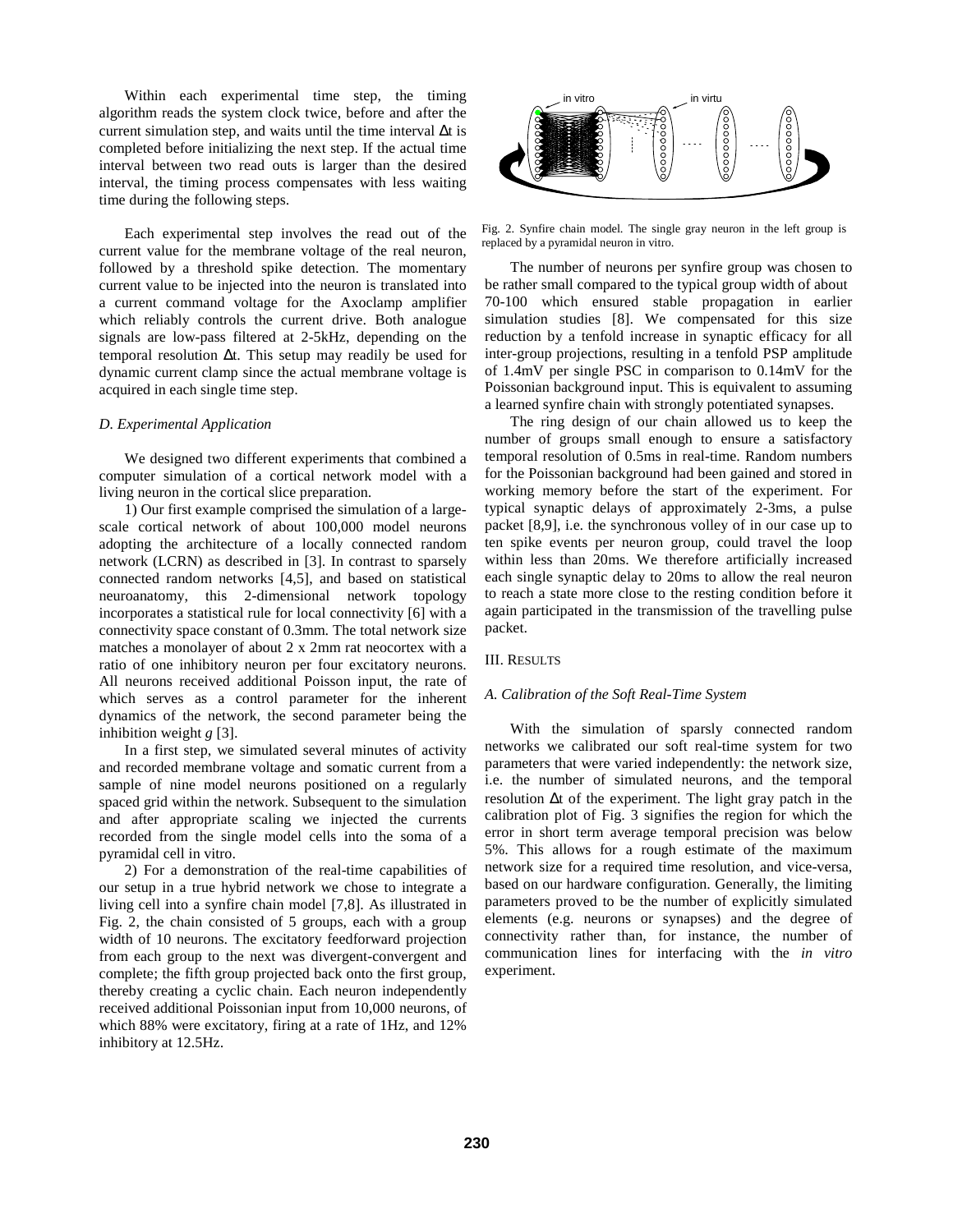Within each experimental time step, the timing algorithm reads the system clock twice, before and after the current simulation step, and waits until the time interval $\Delta t$ is completed before initializing the next step. If the actual time interval between two read outs is larger than the desired interval, the timing process compensates with less waiting time during the following steps.

Each experimental step involves the read out of the current value for the membrane voltage of the real neuron, followed by a threshold spike detection. The momentary current value to be injected into the neuron is translated into a current command voltage for the Axoclamp amplifier which reliably controls the current drive. Both analogue signals are low-pass filtered at 2-5kHz, depending on the temporal resolution $\Delta t$. This setup may readily be used for dynamic current clamp since the actual membrane voltage is acquired in each single time step.

### D. Experimental Application

We designed two different experiments that combined a computer simulation of a cortical network model with a living neuron in the cortical slice preparation.

1) Our first example comprised the simulation of a large-scale cortical network of about 100,000 model neurons adopting the architecture of a locally connected random network (LCRN) as described in [3]. In contrast to sparsely connected random networks [4,5], and based on statistical neuroanatomy, this 2-dimensional network topology incorporates a statistical rule for local connectivity [6] with a connectivity space constant of 0.3mm. The total network size matches a monolayer of about 2 x 2mm rat neocortex with a ratio of one inhibitory neuron per four excitatory neurons. All neurons received additional Poisson input, the rate of which serves as a control parameter for the inherent dynamics of the network, the second parameter being the inhibition weight *g* [3].

In a first step, we simulated several minutes of activity and recorded membrane voltage and somatic current from a sample of nine model neurons positioned on a regularly spaced grid within the network. Subsequent to the simulation and after appropriate scaling we injected the currents recorded from the single model cells into the soma of a pyramidal cell in vitro.

2) For a demonstration of the real-time capabilities of our setup in a true hybrid network we chose to integrate a living cell into a synfire chain model [7,8]. As illustrated in Fig. 2, the chain consisted of 5 groups, each with a group width of 10 neurons. The excitatory feedforward projection from each group to the next was divergent-convergent and complete; the fifth group projected back onto the first group, thereby creating a cyclic chain. Each neuron independently received additional Poissonian input from 10,000 neurons, of which 88% were excitatory, firing at a rate of 1Hz, and 12% inhibitory at 12.5Hz.

Fig. 2. Synfire chain model. The single gray neuron in the left group is replaced by a pyramidal neuron in vitro.

The number of neurons per synfire group was chosen to be rather small compared to the typical group width of about 70-100 which ensured stable propagation in earlier simulation studies [8]. We compensated for this size reduction by a tenfold increase in synaptic efficacy for all inter-group projections, resulting in a tenfold PSP amplitude of 1.4mV per single PSC in comparison to 0.14mV for the Poissonian background input. This is equivalent to assuming a learned synfire chain with strongly potentiated synapses.

The ring design of our chain allowed us to keep the number of groups small enough to ensure a satisfactory temporal resolution of 0.5ms in real-time. Random numbers for the Poissonian background had been gained and stored in working memory before the start of the experiment. For typical synaptic delays of approximately 2-3ms, a pulse packet [8,9], i.e. the synchronous volley of in our case up to ten spike events per neuron group, could travel the loop within less than 20ms. We therefore artificially increased each single synaptic delay to 20ms to allow the real neuron to reach a state more close to the resting condition before it again participated in the transmission of the travelling pulse packet.

## III. Results

### A. Calibration of the Soft Real-Time System

With the simulation of sparsly connected random networks we calibrated our soft real-time system for two parameters that were varied independently: the network size, i.e. the number of simulated neurons, and the temporal resolution $\Delta t$ of the experiment. The light gray patch in the calibration plot of Fig. 3 signifies the region for which the error in short term average temporal precision was below 5%. This allows for a rough estimate of the maximum network size for a required time resolution, and vice-versa, based on our hardware configuration. Generally, the limiting parameters proved to be the number of explicitly simulated elements (e.g. neurons or synapses) and the degree of connectivity rather than, for instance, the number of communication lines for interfacing with the *in vitro* experiment.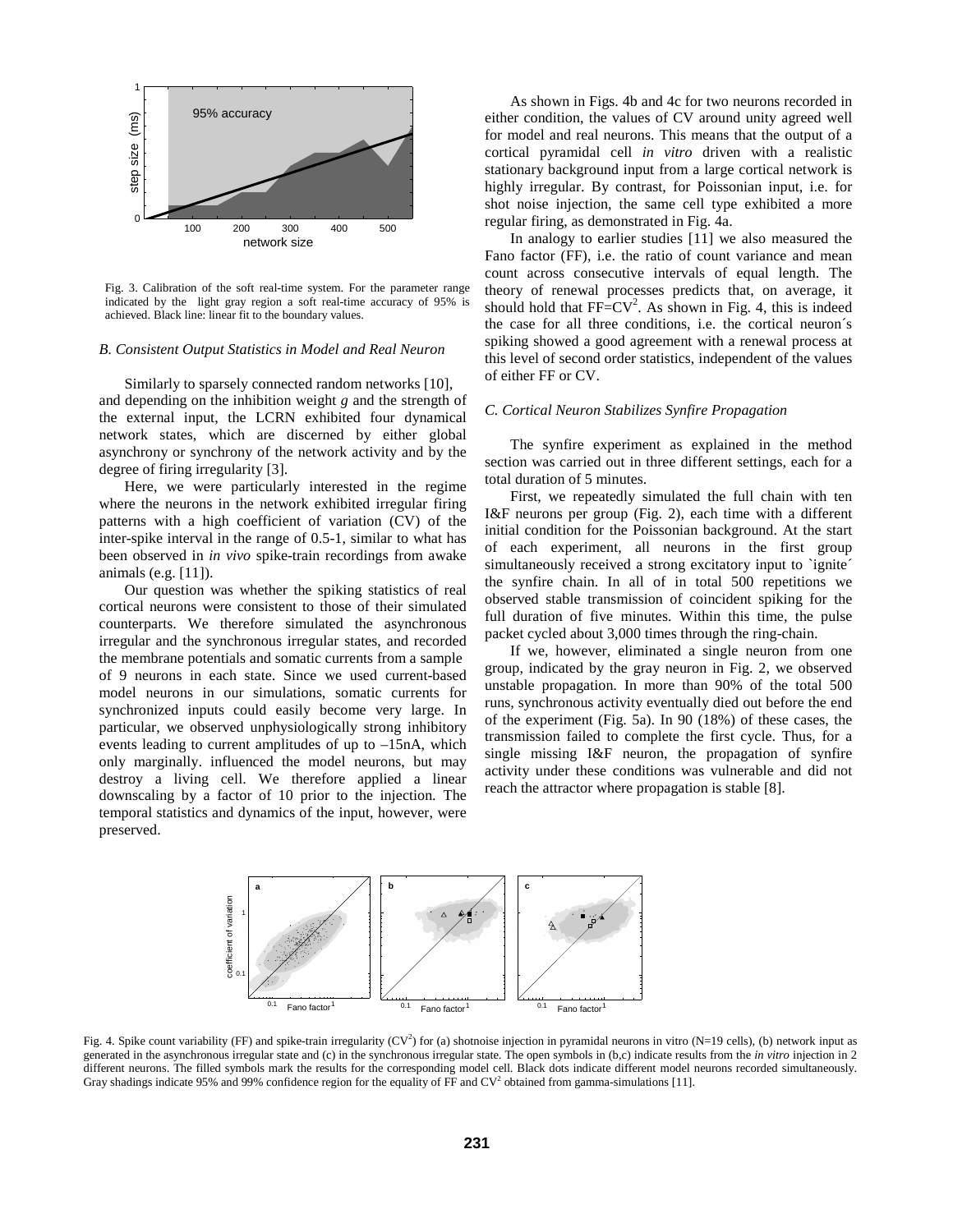Fig. 3. Calibration of the soft real-time system. For the parameter range indicated by the light gray region a soft real-time accuracy of 95% is achieved. Black line: linear fit to the boundary values.

### B. Consistent Output Statistics in Model and Real Neuron

Similarly to sparsely connected random networks [10], and depending on the inhibition weight *g* and the strength of the external input, the LCRN exhibited four dynamical network states, which are discerned by either global asynchrony or synchrony of the network activity and by the degree of firing irregularity [3].

Here, we were particularly interested in the regime where the neurons in the network exhibited irregular firing patterns with a high coefficient of variation (CV) of the inter-spike interval in the range of 0.5-1, similar to what has been observed in *in vivo* spike-train recordings from awake animals (e.g. [11]).

Our question was whether the spiking statistics of real cortical neurons were consistent to those of their simulated counterparts. We therefore simulated the asynchronous irregular and the synchronous irregular states, and recorded the membrane potentials and somatic currents from a sample of 9 neurons in each state. Since we used current-based model neurons in our simulations, somatic currents for synchronized inputs could easily become very large. In particular, we observed unphysiologically strong inhibitory events leading to current amplitudes of up to –15nA, which only marginally. influenced the model neurons, but may destroy a living cell. We therefore applied a linear downscaling by a factor of 10 prior to the injection. The temporal statistics and dynamics of the input, however, were preserved.

As shown in Figs. 4b and 4c for two neurons recorded in either condition, the values of CV around unity agreed well for model and real neurons. This means that the output of a cortical pyramidal cell *in vitro* driven with a realistic stationary background input from a large cortical network is highly irregular. By contrast, for Poissonian input, i.e. for shot noise injection, the same cell type exhibited a more regular firing, as demonstrated in Fig. 4a.

In analogy to earlier studies [11] we also measured the Fano factor (FF), i.e. the ratio of count variance and mean count across consecutive intervals of equal length. The theory of renewal processes predicts that, on average, it should hold that $FF=CV^2$. As shown in Fig. 4, this is indeed the case for all three conditions, i.e. the cortical neuron´s spiking showed a good agreement with a renewal process at this level of second order statistics, independent of the values of either FF or CV.

### C. Cortical Neuron Stabilizes Synfire Propagation

The synfire experiment as explained in the method section was carried out in three different settings, each for a total duration of 5 minutes.

First, we repeatedly simulated the full chain with ten I&F neurons per group (Fig. 2), each time with a different initial condition for the Poissonian background. At the start of each experiment, all neurons in the first group simultaneously received a strong excitatory input to `ignite´ the synfire chain. In all of in total 500 repetitions we observed stable transmission of coincident spiking for the full duration of five minutes. Within this time, the pulse packet cycled about 3,000 times through the ring-chain.

If we, however, eliminated a single neuron from one group, indicated by the gray neuron in Fig. 2, we observed unstable propagation. In more than 90% of the total 500 runs, synchronous activity eventually died out before the end of the experiment (Fig. 5a). In 90 (18%) of these cases, the transmission failed to complete the first cycle. Thus, for a single missing I&F neuron, the propagation of synfire activity under these conditions was vulnerable and did not reach the attractor where propagation is stable [8].

Fig. 4. Spike count variability (FF) and spike-train irregularity ($CV^2$) for (a) shotnoise injection in pyramidal neurons in vitro (N=19 cells), (b) network input as generated in the asynchronous irregular state and (c) in the synchronous irregular state. The open symbols in (b,c) indicate results from the *in vitro* injection in 2 different neurons. The filled symbols mark the results for the corresponding model cell. Black dots indicate different model neurons recorded simultaneously. Gray shadings indicate 95% and 99% confidence region for the equality of FF and $CV^2$ obtained from gamma-simulations [11].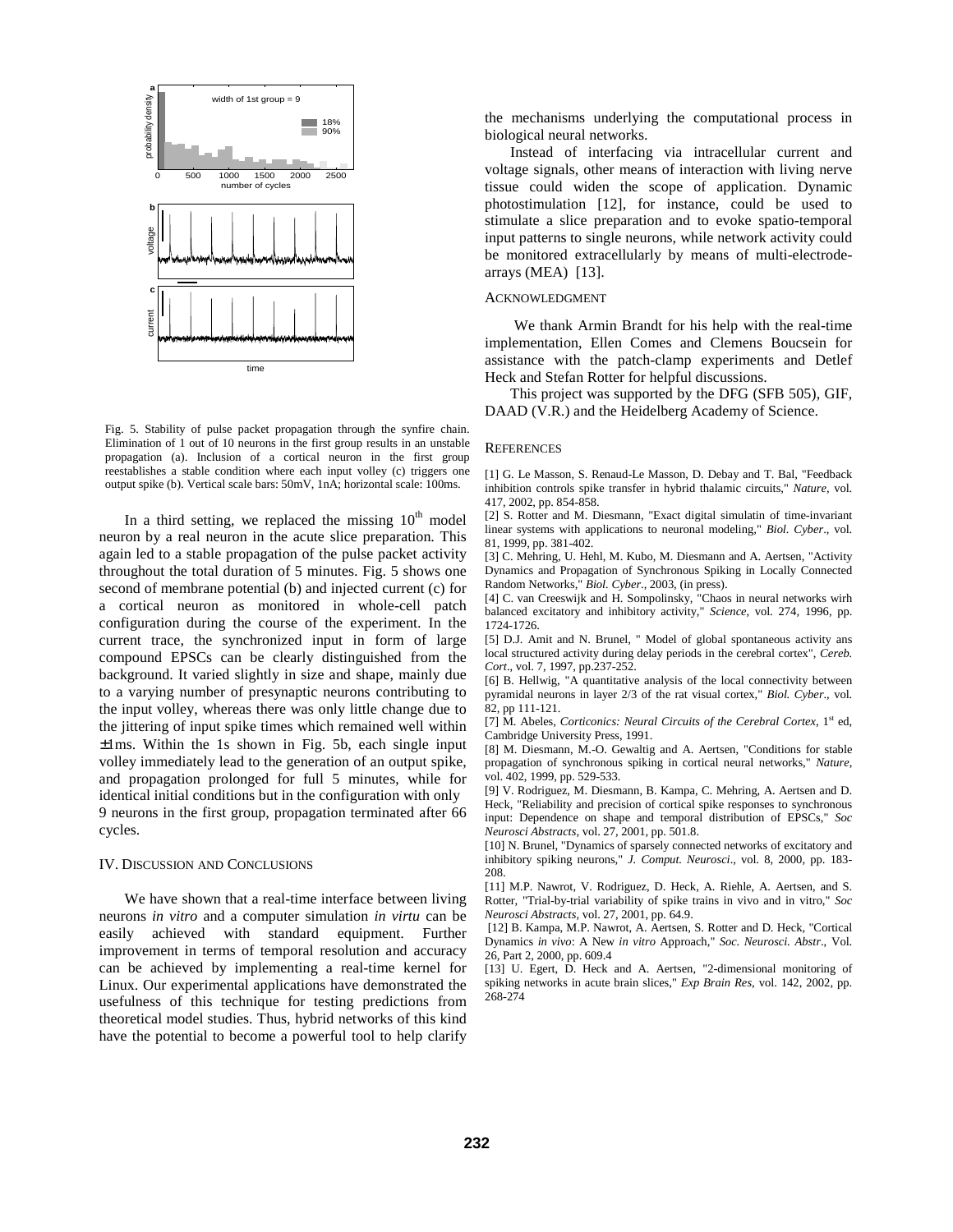a

probability density

width of 1st group = 9

18%
90%

0 500 1000 1500 2000 2500
number of cycles

b

voltage

c

current

time

Fig. 5. Stability of pulse packet propagation through the synfire chain. Elimination of 1 out of 10 neurons in the first group results in an unstable propagation (a). Inclusion of a cortical neuron in the first group reestablishes a stable condition where each input volley (c) triggers one output spike (b). Vertical scale bars: 50mV, 1nA; horizontal scale: 100ms.

In a third setting, we replaced the missing $10^{th}$ model neuron by a real neuron in the acute slice preparation. This again led to a stable propagation of the pulse packet activity throughout the total duration of 5 minutes. Fig. 5 shows one second of membrane potential (b) and injected current (c) for a cortical neuron as monitored in whole-cell patch configuration during the course of the experiment. In the current trace, the synchronized input in form of large compound EPSCs can be clearly distinguished from the background. It varied slightly in size and shape, mainly due to a varying number of presynaptic neurons contributing to the input volley, whereas there was only little change due to the jittering of input spike times which remained well within ±1ms. Within the 1s shown in Fig. 5b, each single input volley immediately lead to the generation of an output spike, and propagation prolonged for full 5 minutes, while for identical initial conditions but in the configuration with only 9 neurons in the first group, propagation terminated after 66 cycles.

## IV. Discussion and Conclusions

We have shown that a real-time interface between living neurons *in vitro* and a computer simulation *in virtu* can be easily achieved with standard equipment. Further improvement in terms of temporal resolution and accuracy can be achieved by implementing a real-time kernel for Linux. Our experimental applications have demonstrated the usefulness of this technique for testing predictions from theoretical model studies. Thus, hybrid networks of this kind have the potential to become a powerful tool to help clarify the mechanisms underlying the computational process in biological neural networks.

Instead of interfacing via intracellular current and voltage signals, other means of interaction with living nerve tissue could widen the scope of application. Dynamic photostimulation [12], for instance, could be used to stimulate a slice preparation and to evoke spatio-temporal input patterns to single neurons, while network activity could be monitored extracellularly by means of multi-electrode-arrays (MEA) [13].

## Acknowledgment

We thank Armin Brandt for his help with the real-time implementation, Ellen Comes and Clemens Boucsein for assistance with the patch-clamp experiments and Detlef Heck and Stefan Rotter for helpful discussions.

This project was supported by the DFG (SFB 505), GIF, DAAD (V.R.) and the Heidelberg Academy of Science.

## References

[1] G. Le Masson, S. Renaud-Le Masson, D. Debay and T. Bal, "Feedback inhibition controls spike transfer in hybrid thalamic circuits," *Nature*, vol. 417, 2002, pp. 854-858.

[2] S. Rotter and M. Diesmann, "Exact digital simulatin of time-invariant linear systems with applications to neuronal modeling," *Biol. Cyber*., vol. 81, 1999, pp. 381-402.

[3] C. Mehring, U. Hehl, M. Kubo, M. Diesmann and A. Aertsen, "Activity Dynamics and Propagation of Synchronous Spiking in Locally Connected Random Networks," *Biol. Cyber*., 2003, (in press).

[4] C. van Creeswijk and H. Sompolinsky, "Chaos in neural networks wirh balanced excitatory and inhibitory activity," *Science*, vol. 274, 1996, pp. 1724-1726.

[5] D.J. Amit and N. Brunel, " Model of global spontaneous activity ans local structured activity during delay periods in the cerebral cortex", *Cereb. Cort*., vol. 7, 1997, pp.237-252.

[6] B. Hellwig, "A quantitative analysis of the local connectivity between pyramidal neurons in layer 2/3 of the rat visual cortex," *Biol. Cyber*., vol. 82, pp 111-121.

[7] M. Abeles, *Corticonics: Neural Circuits of the Cerebral Cortex*, 1st ed, Cambridge University Press, 1991.

[8] M. Diesmann, M.-O. Gewaltig and A. Aertsen, "Conditions for stable propagation of synchronous spiking in cortical neural networks," *Nature*, vol. 402, 1999, pp. 529-533.

[9] V. Rodriguez, M. Diesmann, B. Kampa, C. Mehring, A. Aertsen and D. Heck, "Reliability and precision of cortical spike responses to synchronous input: Dependence on shape and temporal distribution of EPSCs," *Soc Neurosci Abstracts*, vol. 27, 2001, pp. 501.8.

[10] N. Brunel, "Dynamics of sparsely connected networks of excitatory and inhibitory spiking neurons," *J. Comput. Neurosci*., vol. 8, 2000, pp. 183-208.

[11] M.P. Nawrot, V. Rodriguez, D. Heck, A. Riehle, A. Aertsen, and S. Rotter, "Trial-by-trial variability of spike trains in vivo and in vitro," *Soc Neurosci Abstracts*, vol. 27, 2001, pp. 64.9.

[12] B. Kampa, M.P. Nawrot, A. Aertsen, S. Rotter and D. Heck, "Cortical Dynamics *in vivo*: A New *in vitro* Approach," *Soc. Neurosci. Abstr*., Vol. 26, Part 2, 2000, pp. 609.4

[13] U. Egert, D. Heck and A. Aertsen, "2-dimensional monitoring of spiking networks in acute brain slices," *Exp Brain Res*, vol. 142, 2002, pp. 268-274